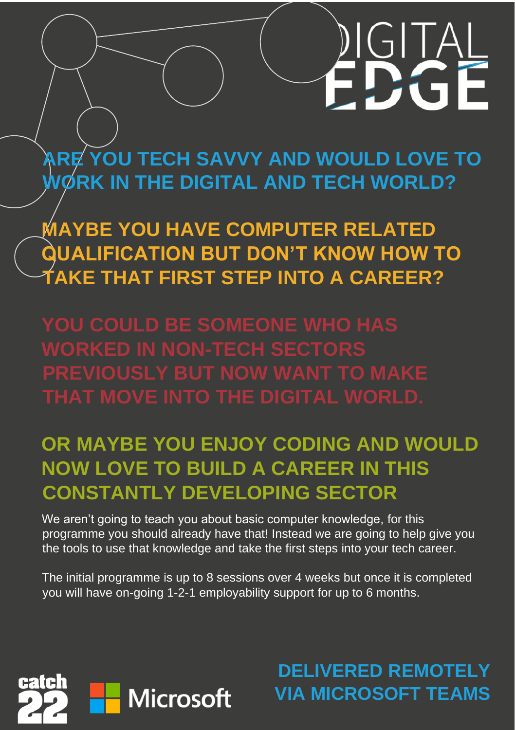# DIGITAL EDGE

## ARE YOU TECH SAVVY AND WOULD LOVE TO WORK IN THE DIGITAL AND TECH WORLD?

## MAYBE YOU HAVE COMPUTER RELATED QUALIFICATION BUT DON'T KNOW HOW TO TAKE THAT FIRST STEP INTO A CAREER?

## YOU COULD BE SOMEONE WHO HAS WORKED IN NON-TECH SECTORS PREVIOUSLY BUT NOW WANT TO MAKE THAT MOVE INTO THE DIGITAL WORLD.

## OR MAYBE YOU ENJOY CODING AND WOULD NOW LOVE TO BUILD A CAREER IN THIS CONSTANTLY DEVELOPING SECTOR

We aren't going to teach you about basic computer knowledge, for this programme you should already have that! Instead we are going to help give you the tools to use that knowledge and take the first steps into your tech career.

The initial programme is up to 8 sessions over 4 weeks but once it is completed you will have on-going 1-2-1 employability support for up to 6 months.

catch 22 | Microsoft

**DELIVERED REMOTELY VIA MICROSOFT TEAMS**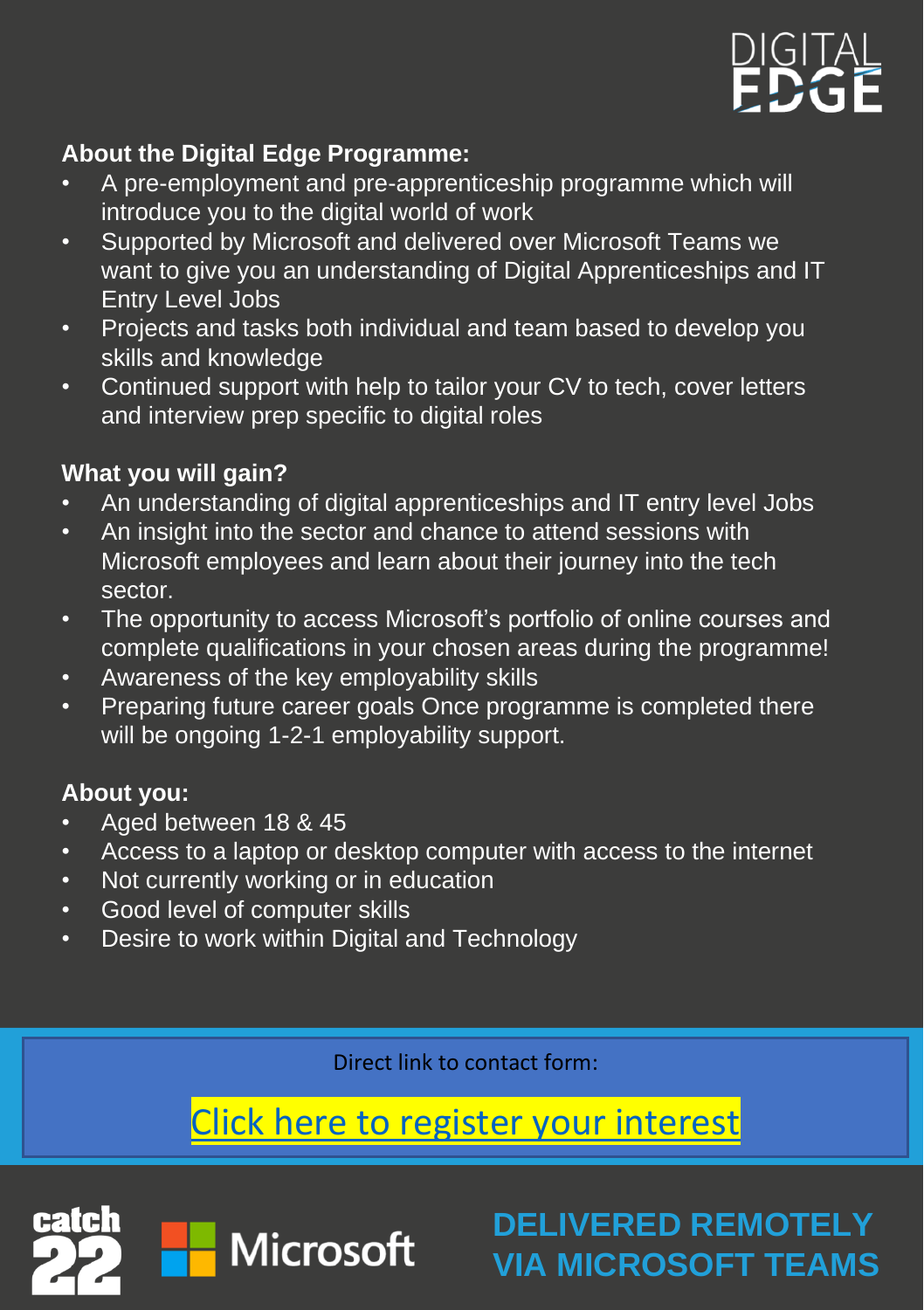DIGITAL EDGE

**About the Digital Edge Programme:**

- A pre-employment and pre-apprenticeship programme which will introduce you to the digital world of work
- Supported by Microsoft and delivered over Microsoft Teams we want to give you an understanding of Digital Apprenticeships and IT Entry Level Jobs
- Projects and tasks both individual and team based to develop you skills and knowledge
- Continued support with help to tailor your CV to tech, cover letters and interview prep specific to digital roles

**What you will gain?**

- An understanding of digital apprenticeships and IT entry level Jobs
- An insight into the sector and chance to attend sessions with Microsoft employees and learn about their journey into the tech sector.
- The opportunity to access Microsoft's portfolio of online courses and complete qualifications in your chosen areas during the programme!
- Awareness of the key employability skills
- Preparing future career goals Once programme is completed there will be ongoing 1-2-1 employability support.

**About you:**

- Aged between 18 & 45
- Access to a laptop or desktop computer with access to the internet
- Not currently working or in education
- Good level of computer skills
- Desire to work within Digital and Technology

Direct link to contact form:

Click here to register your interest

catch 22 Microsoft

**DELIVERED REMOTELY VIA MICROSOFT TEAMS**